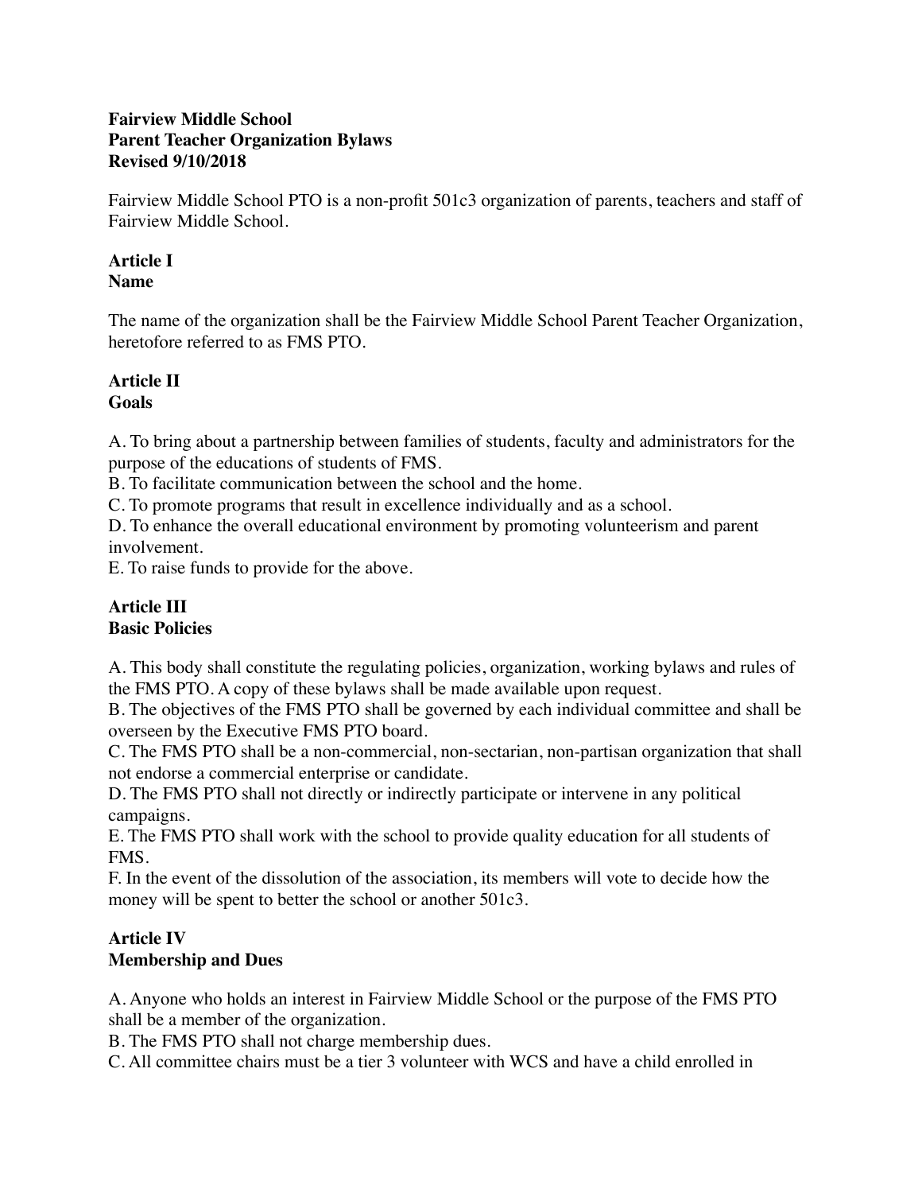**Fairview Middle School**
**Parent Teacher Organization Bylaws**
**Revised 9/10/2018**

Fairview Middle School PTO is a non-profit 501c3 organization of parents, teachers and staff of Fairview Middle School.

## Article I
## Name

The name of the organization shall be the Fairview Middle School Parent Teacher Organization, heretofore referred to as FMS PTO.

## Article II
## Goals

A. To bring about a partnership between families of students, faculty and administrators for the purpose of the educations of students of FMS.
B. To facilitate communication between the school and the home.
C. To promote programs that result in excellence individually and as a school.
D. To enhance the overall educational environment by promoting volunteerism and parent involvement.
E. To raise funds to provide for the above.

## Article III
## Basic Policies

A. This body shall constitute the regulating policies, organization, working bylaws and rules of the FMS PTO. A copy of these bylaws shall be made available upon request.
B. The objectives of the FMS PTO shall be governed by each individual committee and shall be overseen by the Executive FMS PTO board.
C. The FMS PTO shall be a non-commercial, non-sectarian, non-partisan organization that shall not endorse a commercial enterprise or candidate.
D. The FMS PTO shall not directly or indirectly participate or intervene in any political campaigns.
E. The FMS PTO shall work with the school to provide quality education for all students of FMS.
F. In the event of the dissolution of the association, its members will vote to decide how the money will be spent to better the school or another 501c3.

## Article IV
## Membership and Dues

A. Anyone who holds an interest in Fairview Middle School or the purpose of the FMS PTO shall be a member of the organization.
B. The FMS PTO shall not charge membership dues.
C. All committee chairs must be a tier 3 volunteer with WCS and have a child enrolled in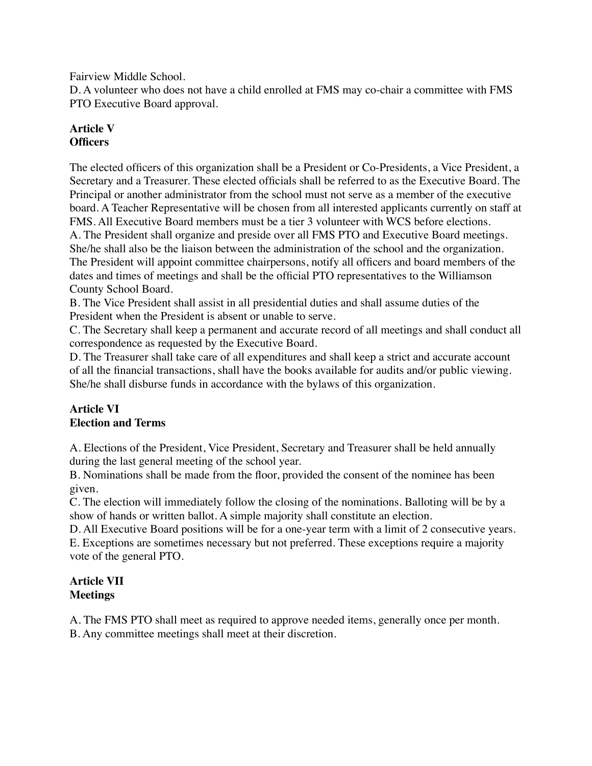Fairview Middle School.

D. A volunteer who does not have a child enrolled at FMS may co-chair a committee with FMS PTO Executive Board approval.

## Article V
## Officers

The elected officers of this organization shall be a President or Co-Presidents, a Vice President, a Secretary and a Treasurer. These elected officials shall be referred to as the Executive Board. The Principal or another administrator from the school must not serve as a member of the executive board. A Teacher Representative will be chosen from all interested applicants currently on staff at FMS. All Executive Board members must be a tier 3 volunteer with WCS before elections.

A. The President shall organize and preside over all FMS PTO and Executive Board meetings. She/he shall also be the liaison between the administration of the school and the organization. The President will appoint committee chairpersons, notify all officers and board members of the dates and times of meetings and shall be the official PTO representatives to the Williamson County School Board.

B. The Vice President shall assist in all presidential duties and shall assume duties of the President when the President is absent or unable to serve.

C. The Secretary shall keep a permanent and accurate record of all meetings and shall conduct all correspondence as requested by the Executive Board.

D. The Treasurer shall take care of all expenditures and shall keep a strict and accurate account of all the financial transactions, shall have the books available for audits and/or public viewing. She/he shall disburse funds in accordance with the bylaws of this organization.

## Article VI
## Election and Terms

A. Elections of the President, Vice President, Secretary and Treasurer shall be held annually during the last general meeting of the school year.

B. Nominations shall be made from the floor, provided the consent of the nominee has been given.

C. The election will immediately follow the closing of the nominations. Balloting will be by a show of hands or written ballot. A simple majority shall constitute an election.

D. All Executive Board positions will be for a one-year term with a limit of 2 consecutive years.

E. Exceptions are sometimes necessary but not preferred. These exceptions require a majority vote of the general PTO.

## Article VII
## Meetings

A. The FMS PTO shall meet as required to approve needed items, generally once per month.

B. Any committee meetings shall meet at their discretion.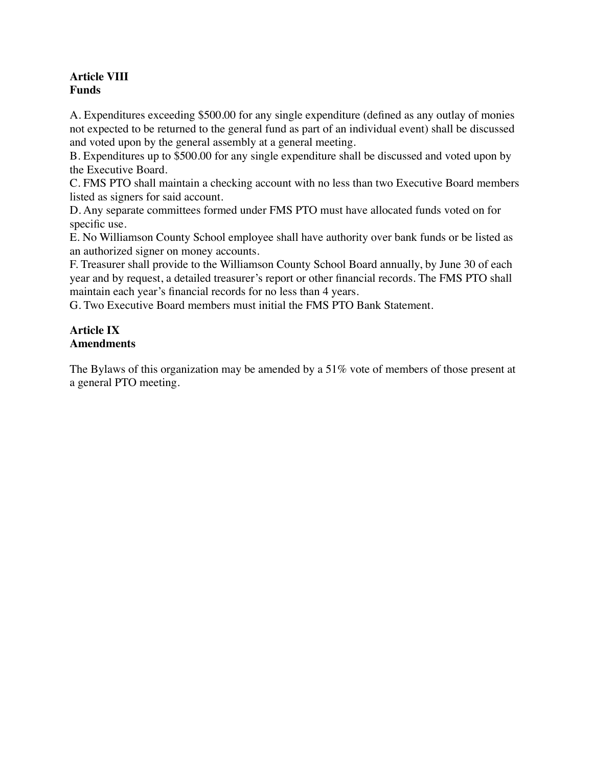**Article VIII**
**Funds**

A. Expenditures exceeding $500.00 for any single expenditure (defined as any outlay of monies not expected to be returned to the general fund as part of an individual event) shall be discussed and voted upon by the general assembly at a general meeting.
B. Expenditures up to $500.00 for any single expenditure shall be discussed and voted upon by the Executive Board.
C. FMS PTO shall maintain a checking account with no less than two Executive Board members listed as signers for said account.
D. Any separate committees formed under FMS PTO must have allocated funds voted on for specific use.
E. No Williamson County School employee shall have authority over bank funds or be listed as an authorized signer on money accounts.
F. Treasurer shall provide to the Williamson County School Board annually, by June 30 of each year and by request, a detailed treasurer's report or other financial records. The FMS PTO shall maintain each year's financial records for no less than 4 years.
G. Two Executive Board members must initial the FMS PTO Bank Statement.

**Article IX**
**Amendments**

The Bylaws of this organization may be amended by a 51% vote of members of those present at a general PTO meeting.